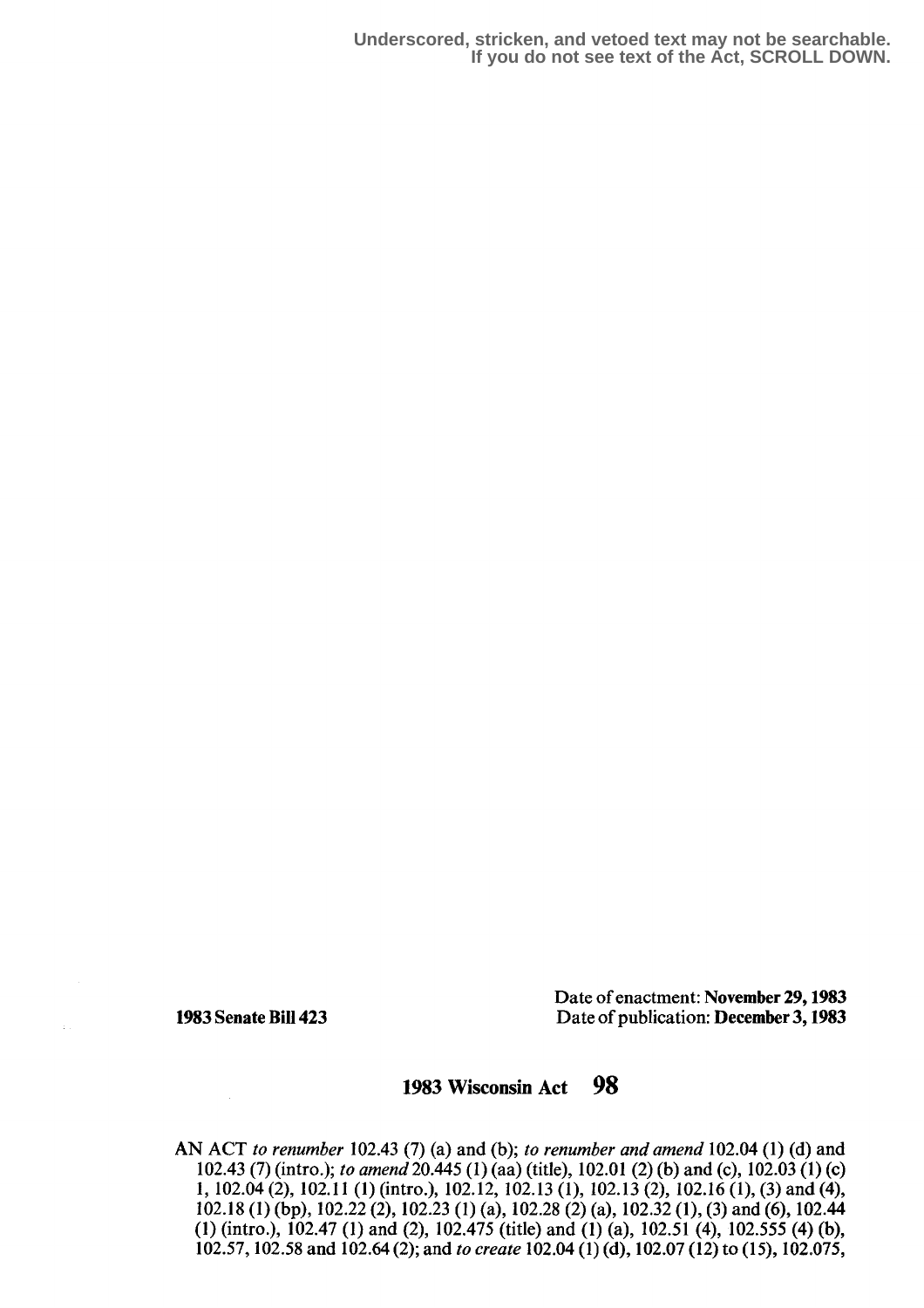Underscored, stricken, and vetoed text may not be searchable.
If you do not see text of the Act, SCROLL DOWN.

Date of enactment: **November 29, 1983**
**1983 Senate Bill 423**
Date of publication: **December 3, 1983**

# 1983 Wisconsin Act 98

AN ACT *to renumber* 102.43 (7) (a) and (b); *to renumber and amend* 102.04 (1) (d) and 102.43 (7) (intro.); *to amend* 20.445 (1) (aa) (title), 102.01 (2) (b) and (c), 102.03 (1) (c) 1, 102.04 (2), 102.11 (1) (intro.), 102.12, 102.13 (1), 102.13 (2), 102.16 (1), (3) and (4), 102.18 (1) (bp), 102.22 (2), 102.23 (1) (a), 102.28 (2) (a), 102.32 (1), (3) and (6), 102.44 (1) (intro.), 102.47 (1) and (2), 102.475 (title) and (1) (a), 102.51 (4), 102.555 (4) (b), 102.57, 102.58 and 102.64 (2); and *to create* 102.04 (1) (d), 102.07 (12) to (15), 102.075,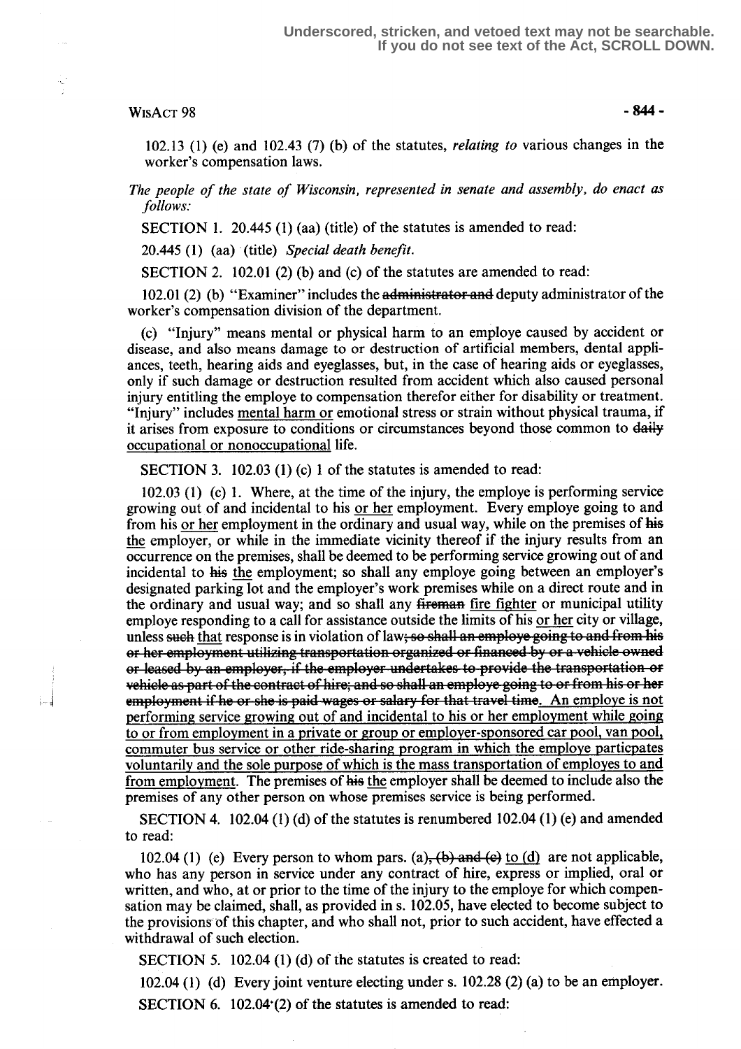102.13 (1) (e) and 102.43 (7) (b) of the statutes, *relating to* various changes in the worker's compensation laws.

*The people of the state of Wisconsin, represented in senate and assembly, do enact as follows:*

SECTION 1. 20.445 (1) (aa) (title) of the statutes is amended to read:

20.445 (1) (aa) (title) *Special death benefit.*

SECTION 2. 102.01 (2) (b) and (c) of the statutes are amended to read:

102.01 (2) (b) "Examiner" includes the ~~administrator and~~ deputy administrator of the worker's compensation division of the department.

(c) "Injury" means mental or physical harm to an employe caused by accident or disease, and also means damage to or destruction of artificial members, dental appliances, teeth, hearing aids and eyeglasses, but, in the case of hearing aids or eyeglasses, only if such damage or destruction resulted from accident which also caused personal injury entitling the employe to compensation therefor either for disability or treatment. "Injury" includes <u>mental harm or</u> emotional stress or strain without physical trauma, if it arises from exposure to conditions or circumstances beyond those common to ~~daily~~ <u>occupational or nonoccupational</u> life.

SECTION 3. 102.03 (1) (c) 1 of the statutes is amended to read:

102.03 (1) (c) 1. Where, at the time of the injury, the employe is performing service growing out of and incidental to his <u>or her</u> employment. Every employe going to and from his <u>or her</u> employment in the ordinary and usual way, while on the premises of ~~his~~ <u>the</u> employer, or while in the immediate vicinity thereof if the injury results from an occurrence on the premises, shall be deemed to be performing service growing out of and incidental to ~~his~~ <u>the</u> employment; so shall any employe going between an employer's designated parking lot and the employer's work premises while on a direct route and in the ordinary and usual way; and so shall any ~~fireman~~ <u>fire fighter</u> or municipal utility employe responding to a call for assistance outside the limits of his <u>or her</u> city or village, unless ~~such~~ <u>that</u> response is in violation of law~~; so shall an employe going to and from his or her employment utilizing transportation organized or financed by or a vehicle owned or leased by an employer, if the employer undertakes to provide the transportation or vehicle as part of the contract of hire; and so shall an employe going to or from his or her employment if he or she is paid wages or salary for that travel time~~. <u>An employe is not performing service growing out of and incidental to his or her employment while going to or from employment in a private or group or employer-sponsored car pool, van pool, commuter bus service or other ride-sharing program in which the employe particpates voluntarily and the sole purpose of which is the mass transportation of employes to and from employment</u>. The premises of ~~his~~ <u>the</u> employer shall be deemed to include also the premises of any other person on whose premises service is being performed.

SECTION 4. 102.04 (1) (d) of the statutes is renumbered 102.04 (1) (e) and amended to read:

102.04 (1) (e) Every person to whom pars. (a)~~, (b) and (c)~~ <u>to (d)</u> are not applicable, who has any person in service under any contract of hire, express or implied, oral or written, and who, at or prior to the time of the injury to the employe for which compensation may be claimed, shall, as provided in s. 102.05, have elected to become subject to the provisions of this chapter, and who shall not, prior to such accident, have effected a withdrawal of such election.

SECTION 5. 102.04 (1) (d) of the statutes is created to read:

102.04 (1) (d) Every joint venture electing under s. 102.28 (2) (a) to be an employer.

SECTION 6. 102.04 (2) of the statutes is amended to read: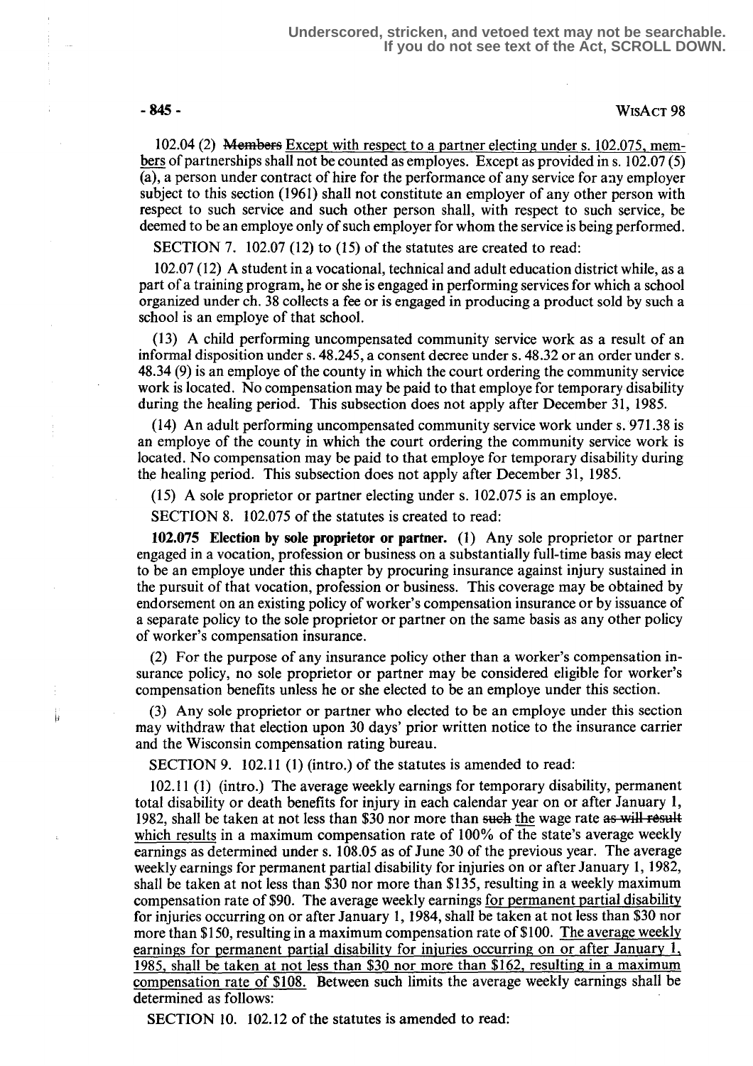102.04 (2) ~~Members~~ Except with respect to a partner electing under s. 102.075, members of partnerships shall not be counted as employes. Except as provided in s. 102.07 (5) (a), a person under contract of hire for the performance of any service for any employer subject to this section (1961) shall not constitute an employer of any other person with respect to such service and such other person shall, with respect to such service, be deemed to be an employe only of such employer for whom the service is being performed.

SECTION 7. 102.07 (12) to (15) of the statutes are created to read:

102.07 (12) A student in a vocational, technical and adult education district while, as a part of a training program, he or she is engaged in performing services for which a school organized under ch. 38 collects a fee or is engaged in producing a product sold by such a school is an employe of that school.

(13) A child performing uncompensated community service work as a result of an informal disposition under s. 48.245, a consent decree under s. 48.32 or an order under s. 48.34 (9) is an employe of the county in which the court ordering the community service work is located. No compensation may be paid to that employe for temporary disability during the healing period. This subsection does not apply after December 31, 1985.

(14) An adult performing uncompensated community service work under s. 971.38 is an employe of the county in which the court ordering the community service work is located. No compensation may be paid to that employe for temporary disability during the healing period. This subsection does not apply after December 31, 1985.

(15) A sole proprietor or partner electing under s. 102.075 is an employe.

SECTION 8. 102.075 of the statutes is created to read:

**102.075 Election by sole proprietor or partner.** (1) Any sole proprietor or partner engaged in a vocation, profession or business on a substantially full-time basis may elect to be an employe under this chapter by procuring insurance against injury sustained in the pursuit of that vocation, profession or business. This coverage may be obtained by endorsement on an existing policy of worker's compensation insurance or by issuance of a separate policy to the sole proprietor or partner on the same basis as any other policy of worker's compensation insurance.

(2) For the purpose of any insurance policy other than a worker's compensation insurance policy, no sole proprietor or partner may be considered eligible for worker's compensation benefits unless he or she elected to be an employe under this section.

(3) Any sole proprietor or partner who elected to be an employe under this section may withdraw that election upon 30 days' prior written notice to the insurance carrier and the Wisconsin compensation rating bureau.

SECTION 9. 102.11 (1) (intro.) of the statutes is amended to read:

102.11 (1) (intro.) The average weekly earnings for temporary disability, permanent total disability or death benefits for injury in each calendar year on or after January 1, 1982, shall be taken at not less than $30 nor more than ~~such~~ the wage rate ~~as will result~~ which results in a maximum compensation rate of 100% of the state's average weekly earnings as determined under s. 108.05 as of June 30 of the previous year. The average weekly earnings for permanent partial disability for injuries on or after January 1, 1982, shall be taken at not less than $30 nor more than $135, resulting in a weekly maximum compensation rate of $90. The average weekly earnings for permanent partial disability for injuries occurring on or after January 1, 1984, shall be taken at not less than $30 nor more than $150, resulting in a maximum compensation rate of $100. The average weekly earnings for permanent partial disability for injuries occurring on or after January 1, 1985, shall be taken at not less than $30 nor more than $162, resulting in a maximum compensation rate of $108. Between such limits the average weekly earnings shall be determined as follows:

SECTION 10. 102.12 of the statutes is amended to read: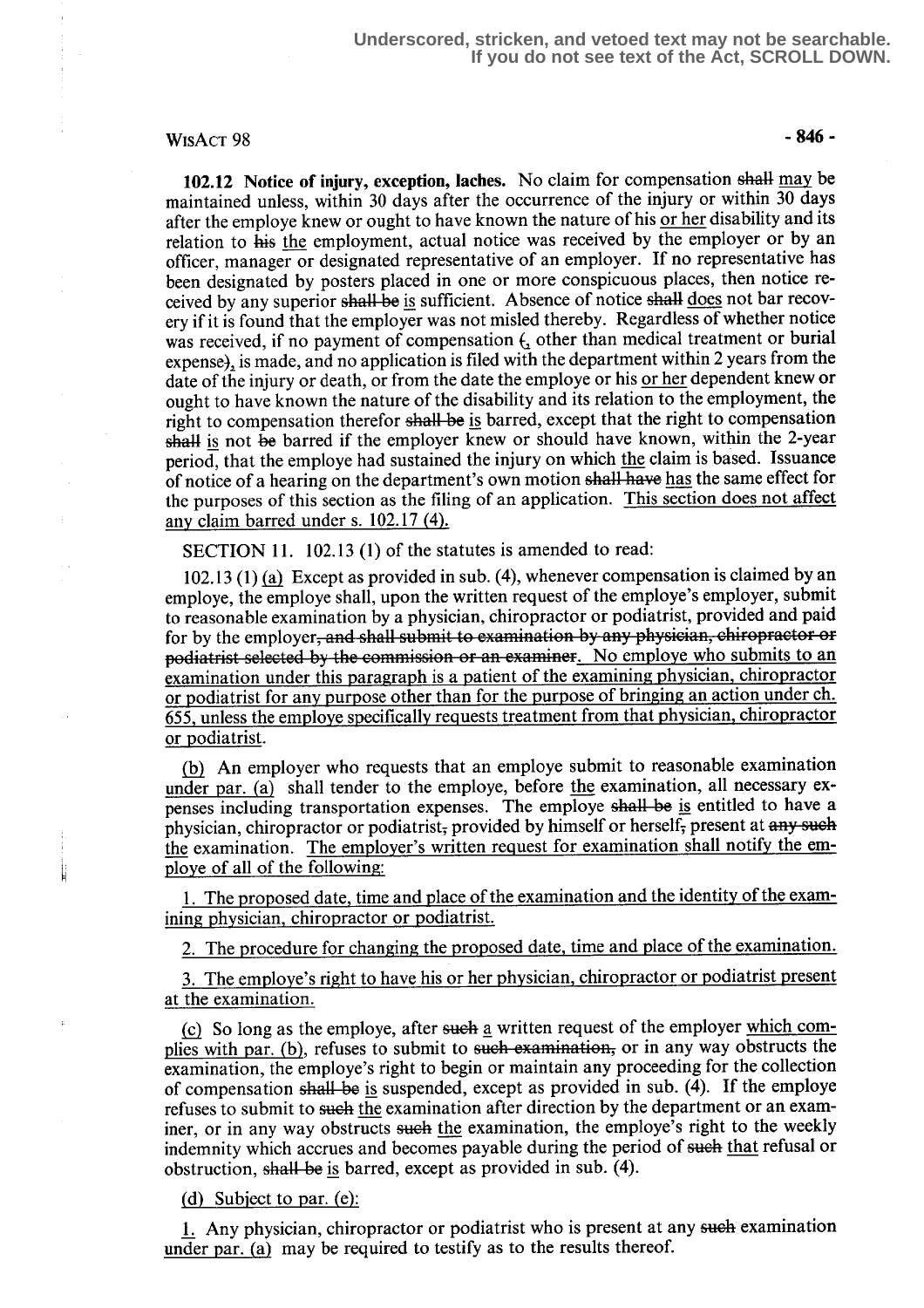**102.12 Notice of injury, exception, laches.** No claim for compensation ~~shall~~ may be maintained unless, within 30 days after the occurrence of the injury or within 30 days after the employe knew or ought to have known the nature of his or her disability and its relation to ~~his~~ the employment, actual notice was received by the employer or by an officer, manager or designated representative of an employer. If no representative has been designated by posters placed in one or more conspicuous places, then notice received by any superior ~~shall be~~ is sufficient. Absence of notice ~~shall~~ does not bar recovery if it is found that the employer was not misled thereby. Regardless of whether notice was received, if no payment of compensation ~~(~~, other than medical treatment or burial expense~~)~~, is made, and no application is filed with the department within 2 years from the date of the injury or death, or from the date the employe or his or her dependent knew or ought to have known the nature of the disability and its relation to the employment, the right to compensation therefor ~~shall be~~ is barred, except that the right to compensation ~~shall~~ is not ~~be~~ barred if the employer knew or should have known, within the 2-year period, that the employe had sustained the injury on which the claim is based. Issuance of notice of a hearing on the department's own motion ~~shall have~~ has the same effect for the purposes of this section as the filing of an application. This section does not affect any claim barred under s. 102.17 (4).

SECTION 11. 102.13 (1) of the statutes is amended to read:

102.13 (1) (a) Except as provided in sub. (4), whenever compensation is claimed by an employe, the employe shall, upon the written request of the employe's employer, submit to reasonable examination by a physician, chiropractor or podiatrist, provided and paid for by the employer~~, and shall submit to examination by any physician, chiropractor or podiatrist selected by the commission or an examiner~~. No employe who submits to an examination under this paragraph is a patient of the examining physician, chiropractor or podiatrist for any purpose other than for the purpose of bringing an action under ch. 655, unless the employe specifically requests treatment from that physician, chiropractor or podiatrist.

(b) An employer who requests that an employe submit to reasonable examination under par. (a) shall tender to the employe, before the examination, all necessary expenses including transportation expenses. The employe ~~shall be~~ is entitled to have a physician, chiropractor or podiatrist~~,~~ provided by himself or herself~~,~~ present at ~~any such~~ the examination. The employer's written request for examination shall notify the employe of all of the following:

1. The proposed date, time and place of the examination and the identity of the examining physician, chiropractor or podiatrist.

2. The procedure for changing the proposed date, time and place of the examination.

3. The employe's right to have his or her physician, chiropractor or podiatrist present at the examination.

(c) So long as the employe, after ~~such~~ a written request of the employer which complies with par. (b), refuses to submit to ~~such examination,~~ or in any way obstructs the examination, the employe's right to begin or maintain any proceeding for the collection of compensation ~~shall be~~ is suspended, except as provided in sub. (4). If the employe refuses to submit to ~~such~~ the examination after direction by the department or an examiner, or in any way obstructs ~~such~~ the examination, the employe's right to the weekly indemnity which accrues and becomes payable during the period of ~~such~~ that refusal or obstruction, ~~shall be~~ is barred, except as provided in sub. (4).

(d) Subject to par. (e):

1. Any physician, chiropractor or podiatrist who is present at any ~~such~~ examination under par. (a) may be required to testify as to the results thereof.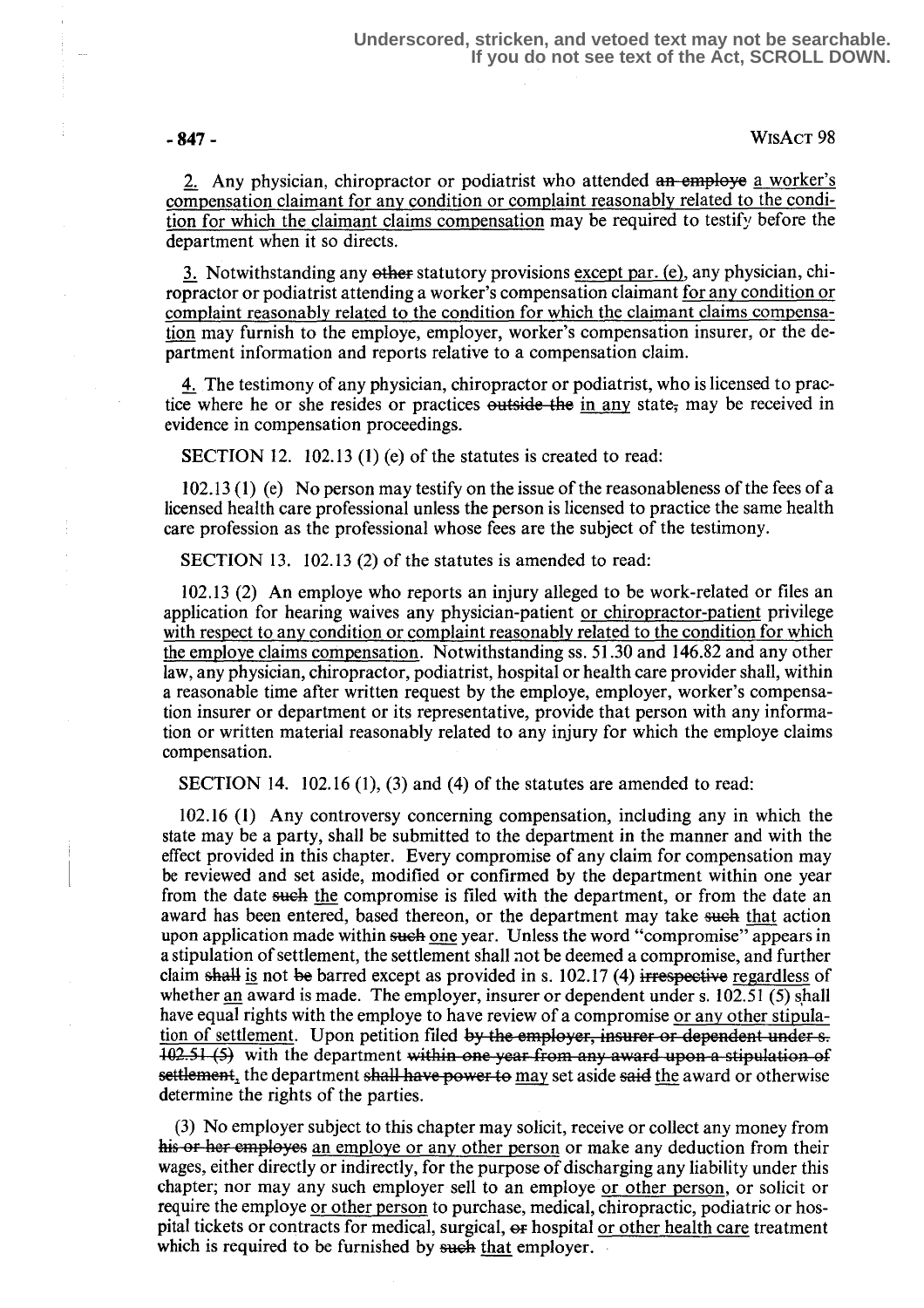2. Any physician, chiropractor or podiatrist who attended ~~an employe~~ a worker's compensation claimant for any condition or complaint reasonably related to the condition for which the claimant claims compensation may be required to testify before the department when it so directs.

3. Notwithstanding any ~~other~~ statutory provisions except par. (e), any physician, chiropractor or podiatrist attending a worker's compensation claimant for any condition or complaint reasonably related to the condition for which the claimant claims compensation may furnish to the employe, employer, worker's compensation insurer, or the department information and reports relative to a compensation claim.

4. The testimony of any physician, chiropractor or podiatrist, who is licensed to practice where he or she resides or practices ~~outside the~~ in any state~~,~~ may be received in evidence in compensation proceedings.

SECTION 12. 102.13 (1) (e) of the statutes is created to read:

102.13 (1) (e) No person may testify on the issue of the reasonableness of the fees of a licensed health care professional unless the person is licensed to practice the same health care profession as the professional whose fees are the subject of the testimony.

SECTION 13. 102.13 (2) of the statutes is amended to read:

102.13 (2) An employe who reports an injury alleged to be work-related or files an application for hearing waives any physician-patient or chiropractor-patient privilege with respect to any condition or complaint reasonably related to the condition for which the employe claims compensation. Notwithstanding ss. 51.30 and 146.82 and any other law, any physician, chiropractor, podiatrist, hospital or health care provider shall, within a reasonable time after written request by the employe, employer, worker's compensation insurer or department or its representative, provide that person with any information or written material reasonably related to any injury for which the employe claims compensation.

SECTION 14. 102.16 (1), (3) and (4) of the statutes are amended to read:

102.16 (1) Any controversy concerning compensation, including any in which the state may be a party, shall be submitted to the department in the manner and with the effect provided in this chapter. Every compromise of any claim for compensation may be reviewed and set aside, modified or confirmed by the department within one year from the date ~~such~~ the compromise is filed with the department, or from the date an award has been entered, based thereon, or the department may take ~~such~~ that action upon application made within ~~such~~ one year. Unless the word "compromise" appears in a stipulation of settlement, the settlement shall not be deemed a compromise, and further claim ~~shall~~ is not ~~be~~ barred except as provided in s. 102.17 (4) ~~irrespective~~ regardless of whether an award is made. The employer, insurer or dependent under s. 102.51 (5) shall have equal rights with the employe to have review of a compromise or any other stipulation of settlement. Upon petition filed ~~by the employer, insurer or dependent under s. 102.51 (5)~~ with the department ~~within one year from any award upon a stipulation of settlement~~, the department ~~shall have power to~~ may set aside ~~said~~ the award or otherwise determine the rights of the parties.

(3) No employer subject to this chapter may solicit, receive or collect any money from ~~his or her employes~~ an employe or any other person or make any deduction from their wages, either directly or indirectly, for the purpose of discharging any liability under this chapter; nor may any such employer sell to an employe or other person, or solicit or require the employe or other person to purchase, medical, chiropractic, podiatric or hospital tickets or contracts for medical, surgical, ~~or~~ hospital or other health care treatment which is required to be furnished by ~~such~~ that employer.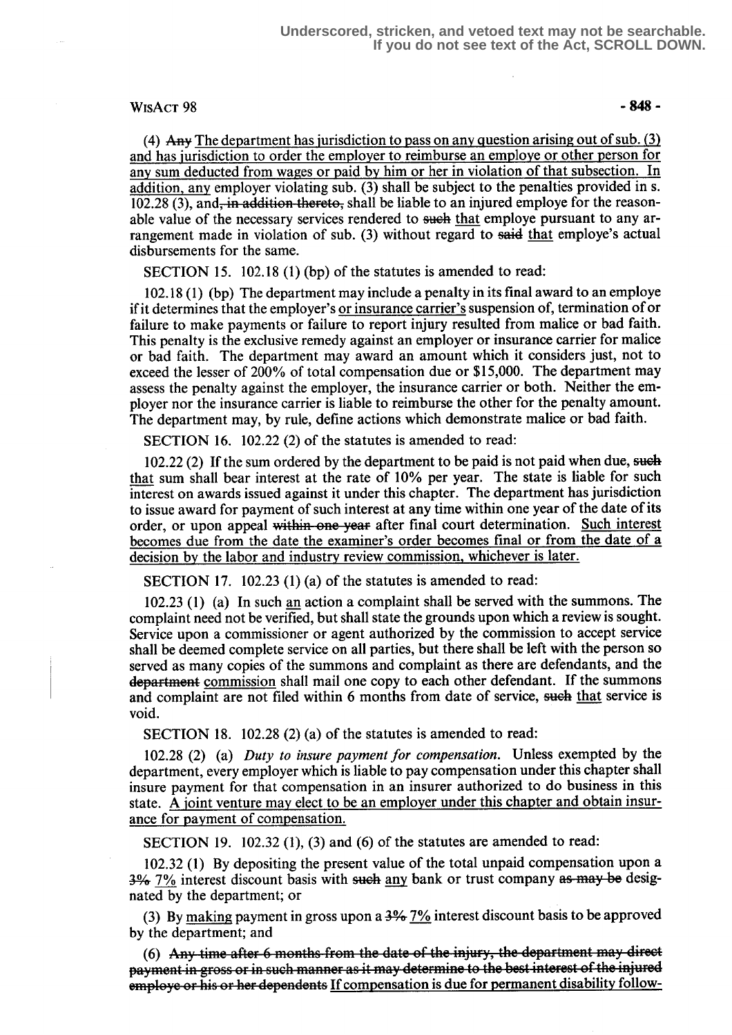(4) ~~Any~~ <u>The department has jurisdiction to pass on any question arising out of sub. (3) and has jurisdiction to order the employer to reimburse an employe or other person for any sum deducted from wages or paid by him or her in violation of that subsection. In addition, any</u> employer violating sub. (3) shall be subject to the penalties provided in s. 102.28 (3), and~~, in addition thereto,~~ shall be liable to an injured employe for the reasonable value of the necessary services rendered to ~~such~~ <u>that</u> employe pursuant to any arrangement made in violation of sub. (3) without regard to ~~said~~ <u>that</u> employe's actual disbursements for the same.

SECTION 15. 102.18 (1) (bp) of the statutes is amended to read:

102.18 (1) (bp) The department may include a penalty in its final award to an employe if it determines that the employer's <u>or insurance carrier's</u> suspension of, termination of or failure to make payments or failure to report injury resulted from malice or bad faith. This penalty is the exclusive remedy against an employer or insurance carrier for malice or bad faith. The department may award an amount which it considers just, not to exceed the lesser of 200% of total compensation due or $15,000. The department may assess the penalty against the employer, the insurance carrier or both. Neither the employer nor the insurance carrier is liable to reimburse the other for the penalty amount. The department may, by rule, define actions which demonstrate malice or bad faith.

SECTION 16. 102.22 (2) of the statutes is amended to read:

102.22 (2) If the sum ordered by the department to be paid is not paid when due, ~~such~~ <u>that</u> sum shall bear interest at the rate of 10% per year. The state is liable for such interest on awards issued against it under this chapter. The department has jurisdiction to issue award for payment of such interest at any time within one year of the date of its order, or upon appeal ~~within one year~~ after final court determination. <u>Such interest becomes due from the date the examiner's order becomes final or from the date of a decision by the labor and industry review commission, whichever is later.</u>

SECTION 17. 102.23 (1) (a) of the statutes is amended to read:

102.23 (1) (a) In such <u>an</u> action a complaint shall be served with the summons. The complaint need not be verified, but shall state the grounds upon which a review is sought. Service upon a commissioner or agent authorized by the commission to accept service shall be deemed complete service on all parties, but there shall be left with the person so served as many copies of the summons and complaint as there are defendants, and the ~~department~~ <u>commission</u> shall mail one copy to each other defendant. If the summons and complaint are not filed within 6 months from date of service, ~~such~~ <u>that</u> service is void.

SECTION 18. 102.28 (2) (a) of the statutes is amended to read:

102.28 (2) (a) *Duty to insure payment for compensation.* Unless exempted by the department, every employer which is liable to pay compensation under this chapter shall insure payment for that compensation in an insurer authorized to do business in this state. <u>A joint venture may elect to be an employer under this chapter and obtain insurance for payment of compensation.</u>

SECTION 19. 102.32 (1), (3) and (6) of the statutes are amended to read:

102.32 (1) By depositing the present value of the total unpaid compensation upon a ~~3%~~ <u>7%</u> interest discount basis with ~~such~~ <u>any</u> bank or trust company ~~as may be~~ designated by the department; or

(3) By <u>making</u> payment in gross upon a ~~3%~~ <u>7%</u> interest discount basis to be approved by the department; and

(6) ~~Any time after 6 months from the date of the injury, the department may direct payment in gross or in such manner as it may determine to the best interest of the injured employe or his or her dependents~~ <u>If compensation is due for permanent disability follow-</u>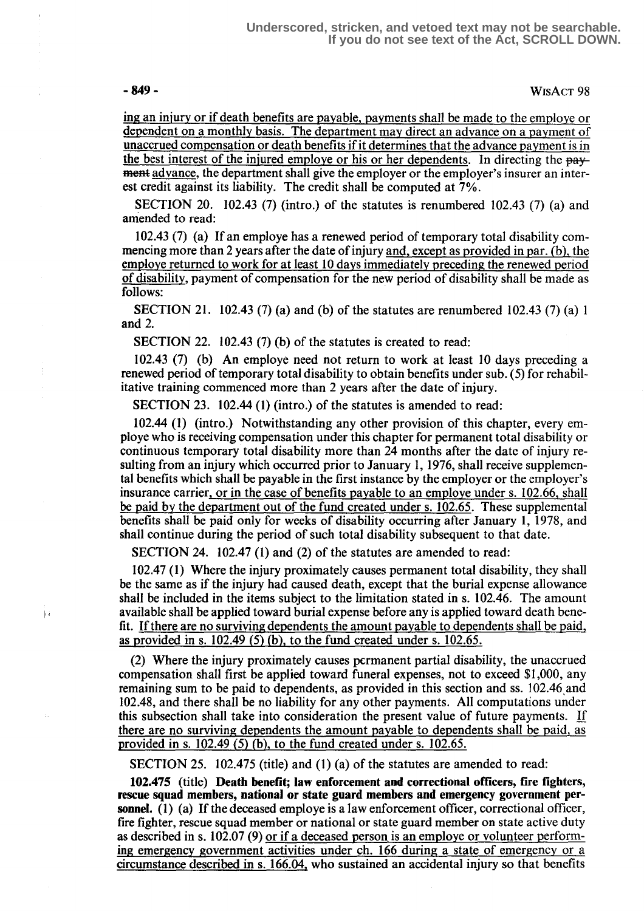ing an injury or if death benefits are payable, payments shall be made to the employe or dependent on a monthly basis. The department may direct an advance on a payment of unaccrued compensation or death benefits if it determines that the advance payment is in the best interest of the injured employe or his or her dependents. In directing the ~~payment~~ advance, the department shall give the employer or the employer's insurer an interest credit against its liability. The credit shall be computed at 7%.

SECTION 20. 102.43 (7) (intro.) of the statutes is renumbered 102.43 (7) (a) and amended to read:

102.43 (7) (a) If an employe has a renewed period of temporary total disability commencing more than 2 years after the date of injury and, except as provided in par. (b), the employe returned to work for at least 10 days immediately preceding the renewed period of disability, payment of compensation for the new period of disability shall be made as follows:

SECTION 21. 102.43 (7) (a) and (b) of the statutes are renumbered 102.43 (7) (a) 1 and 2.

SECTION 22. 102.43 (7) (b) of the statutes is created to read:

102.43 (7) (b) An employe need not return to work at least 10 days preceding a renewed period of temporary total disability to obtain benefits under sub. (5) for rehabilitative training commenced more than 2 years after the date of injury.

SECTION 23. 102.44 (1) (intro.) of the statutes is amended to read:

102.44 (1) (intro.) Notwithstanding any other provision of this chapter, every employe who is receiving compensation under this chapter for permanent total disability or continuous temporary total disability more than 24 months after the date of injury resulting from an injury which occurred prior to January 1, 1976, shall receive supplemental benefits which shall be payable in the first instance by the employer or the employer's insurance carrier, or in the case of benefits payable to an employe under s. 102.66, shall be paid by the department out of the fund created under s. 102.65. These supplemental benefits shall be paid only for weeks of disability occurring after January 1, 1978, and shall continue during the period of such total disability subsequent to that date.

SECTION 24. 102.47 (1) and (2) of the statutes are amended to read:

102.47 (1) Where the injury proximately causes permanent total disability, they shall be the same as if the injury had caused death, except that the burial expense allowance shall be included in the items subject to the limitation stated in s. 102.46. The amount available shall be applied toward burial expense before any is applied toward death benefit. If there are no surviving dependents the amount payable to dependents shall be paid, as provided in s. 102.49 (5) (b), to the fund created under s. 102.65.

(2) Where the injury proximately causes permanent partial disability, the unaccrued compensation shall first be applied toward funeral expenses, not to exceed $1,000, any remaining sum to be paid to dependents, as provided in this section and ss. 102.46 and 102.48, and there shall be no liability for any other payments. All computations under this subsection shall take into consideration the present value of future payments. If there are no surviving dependents the amount payable to dependents shall be paid, as provided in s. 102.49 (5) (b), to the fund created under s. 102.65.

SECTION 25. 102.475 (title) and (1) (a) of the statutes are amended to read:

**102.475** (title) **Death benefit; law enforcement and correctional officers, fire fighters, rescue squad members, national or state guard members and emergency government personnel.** (1) (a) If the deceased employe is a law enforcement officer, correctional officer, fire fighter, rescue squad member or national or state guard member on state active duty as described in s. 102.07 (9) or if a deceased person is an employe or volunteer performing emergency government activities under ch. 166 during a state of emergency or a circumstance described in s. 166.04, who sustained an accidental injury so that benefits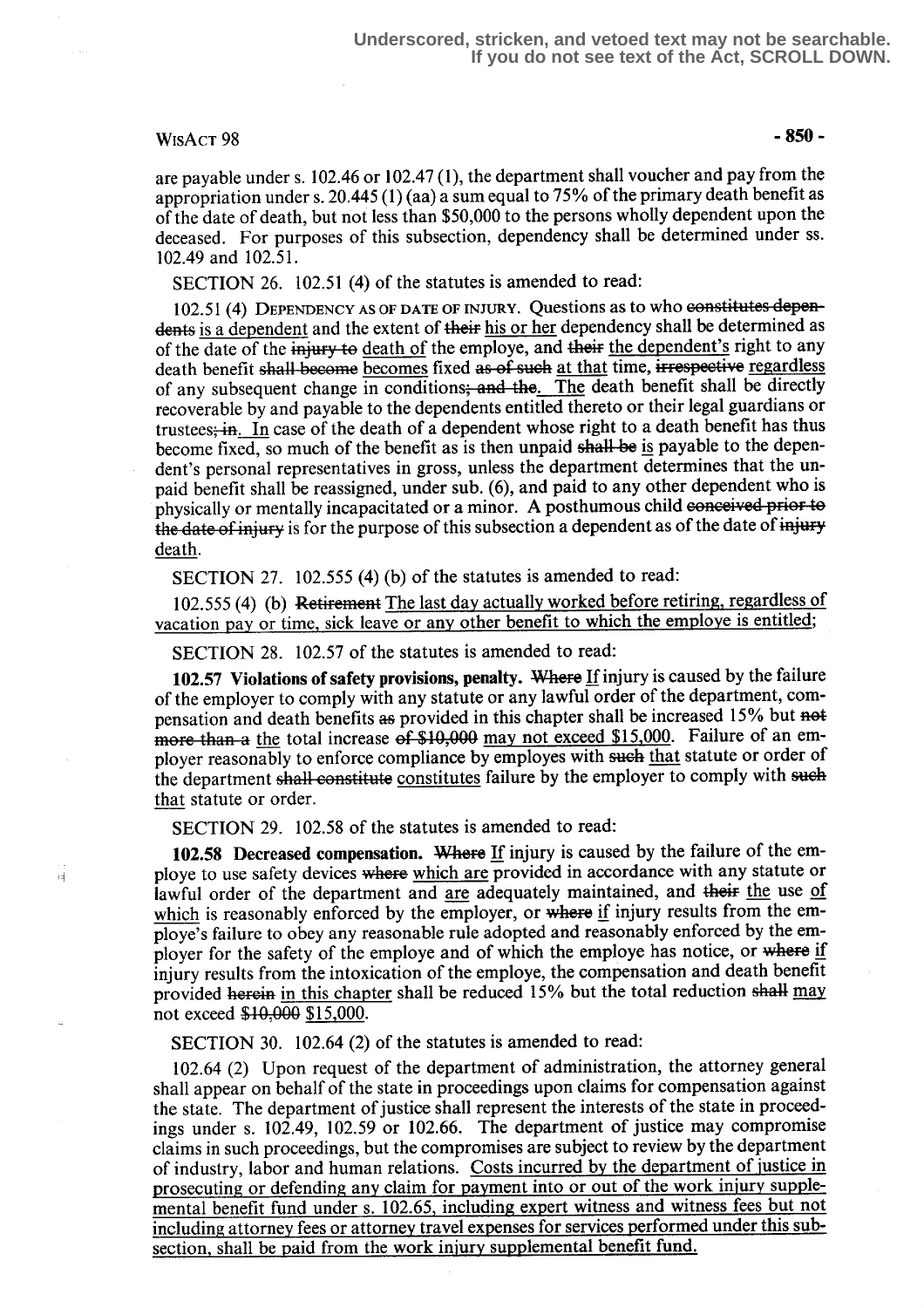Underscored, stricken, and vetoed text may not be searchable. If you do not see text of the Act, SCROLL DOWN.

are payable under s. 102.46 or 102.47 (1), the department shall voucher and pay from the appropriation under s. 20.445 (1) (aa) a sum equal to 75% of the primary death benefit as of the date of death, but not less than $50,000 to the persons wholly dependent upon the deceased. For purposes of this subsection, dependency shall be determined under ss. 102.49 and 102.51.

SECTION 26. 102.51 (4) of the statutes is amended to read:

102.51 (4) DEPENDENCY AS OF DATE OF INJURY. Questions as to who ~~constitutes dependents~~ is a dependent and the extent of ~~their~~ his or her dependency shall be determined as of the date of the ~~injury to~~ death of the employe, and ~~their~~ the dependent's right to any death benefit ~~shall become~~ becomes fixed ~~as of such~~ at that time, ~~irrespective~~ regardless of any subsequent change in conditions~~; and the~~. The death benefit shall be directly recoverable by and payable to the dependents entitled thereto or their legal guardians or trustees~~; in~~. In case of the death of a dependent whose right to a death benefit has thus become fixed, so much of the benefit as is then unpaid ~~shall be~~ is payable to the dependent's personal representatives in gross, unless the department determines that the unpaid benefit shall be reassigned, under sub. (6), and paid to any other dependent who is physically or mentally incapacitated or a minor. A posthumous child ~~conceived prior to the date of injury~~ is for the purpose of this subsection a dependent as of the date of ~~injury~~ death.

SECTION 27. 102.555 (4) (b) of the statutes is amended to read:

102.555 (4) (b) ~~Retirement~~ The last day actually worked before retiring, regardless of vacation pay or time, sick leave or any other benefit to which the employe is entitled;

SECTION 28. 102.57 of the statutes is amended to read:

**102.57 Violations of safety provisions, penalty.** ~~Where~~ If injury is caused by the failure of the employer to comply with any statute or any lawful order of the department, compensation and death benefits ~~as~~ provided in this chapter shall be increased 15% but ~~not more than a~~ the total increase ~~of $10,000~~ may not exceed $15,000. Failure of an employer reasonably to enforce compliance by employes with ~~such~~ that statute or order of the department ~~shall constitute~~ constitutes failure by the employer to comply with ~~such~~ that statute or order.

SECTION 29. 102.58 of the statutes is amended to read:

**102.58 Decreased compensation.** ~~Where~~ If injury is caused by the failure of the employe to use safety devices ~~where~~ which are provided in accordance with any statute or lawful order of the department and are adequately maintained, and ~~their~~ the use of which is reasonably enforced by the employer, or ~~where~~ if injury results from the employe's failure to obey any reasonable rule adopted and reasonably enforced by the employer for the safety of the employe and of which the employe has notice, or ~~where~~ if injury results from the intoxication of the employe, the compensation and death benefit provided ~~herein~~ in this chapter shall be reduced 15% but the total reduction ~~shall~~ may not exceed ~~$10,000~~ $15,000.

SECTION 30. 102.64 (2) of the statutes is amended to read:

102.64 (2) Upon request of the department of administration, the attorney general shall appear on behalf of the state in proceedings upon claims for compensation against the state. The department of justice shall represent the interests of the state in proceedings under s. 102.49, 102.59 or 102.66. The department of justice may compromise claims in such proceedings, but the compromises are subject to review by the department of industry, labor and human relations. Costs incurred by the department of justice in prosecuting or defending any claim for payment into or out of the work injury supplemental benefit fund under s. 102.65, including expert witness and witness fees but not including attorney fees or attorney travel expenses for services performed under this subsection, shall be paid from the work injury supplemental benefit fund.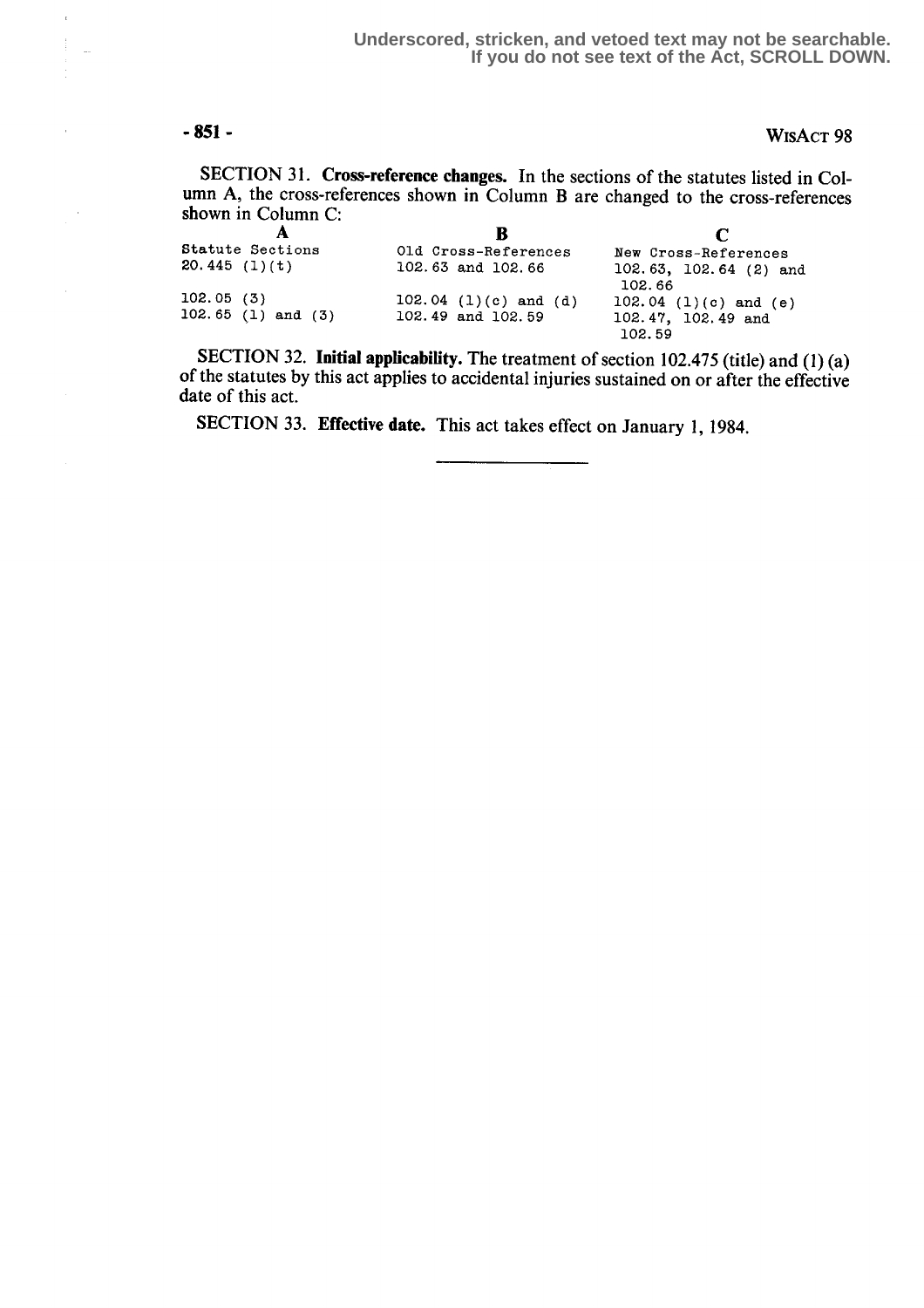SECTION 31. **Cross-reference changes.** In the sections of the statutes listed in Column A, the cross-references shown in Column B are changed to the cross-references shown in Column C:

| A | B | C |
|---|---|---|
| Statute Sections | Old Cross-References | New Cross-References |
| 20.445 (1)(t) | 102.63 and 102.66 | 102.63, 102.64 (2) and 102.66 |
| 102.05 (3) | 102.04 (1)(c) and (d) | 102.04 (1)(c) and (e) |
| 102.65 (1) and (3) | 102.49 and 102.59 | 102.47, 102.49 and 102.59 |

SECTION 32. **Initial applicability.** The treatment of section 102.475 (title) and (1) (a) of the statutes by this act applies to accidental injuries sustained on or after the effective date of this act.

SECTION 33. **Effective date.** This act takes effect on January 1, 1984.